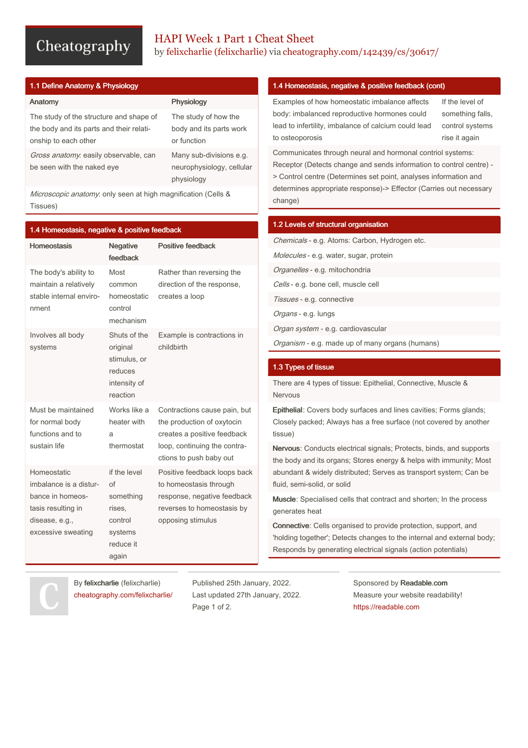# HAPI Week 1 Part 1 Cheat Sheet

by felixcharlie (felixcharlie) via cheatography.com/142439/cs/30617/

## 1.1 Define Anatomy & Physiology

| Anatomy | Physiology |
|---|---|
| The study of the structure and shape of the body and its parts and their relationship to each other | The study of how the body and its parts work or function |
| *Gross anatomy*: easily observable, can be seen with the naked eye | Many sub-divisions e.g. neurophysiology, cellular physiology |
| *Microscopic anatomy*: only seen at high magnification (Cells & Tissues) | |

## 1.4 Homeostasis, negative & positive feedback

| Homeostasis | Negative feedback | Positive feedback |
|---|---|---|
| The body's ability to maintain a relatively stable internal environment | Most common homeostatic control mechanism | Rather than reversing the direction of the response, creates a loop |
| Involves all body systems | Shuts of the original stimulus, or reduces intensity of reaction | Example is contractions in childbirth |
| Must be maintained for normal body functions and to sustain life | Works like a heater with a thermostat | Contractions cause pain, but the production of oxytocin creates a positive feedback loop, continuing the contractions to push baby out |
| Homeostatic imbalance is a disturbance in homeostasis resulting in disease, e.g., excessive sweating | if the level of something rises, control systems reduce it again | Positive feedback loops back to homeostasis through response, negative feedback reverses to homeostasis by opposing stimulus |

## 1.4 Homeostasis, negative & positive feedback (cont)

| | |
|---|---|
| Examples of how homeostatic imbalance affects body: imbalanced reproductive hormones could lead to infertility, imbalance of calcium could lead to osteoporosis | If the level of something falls, control systems rise it again |

Communicates through neural and hormonal contriol systems: Receptor (Detects change and sends information to control centre) -> Control centre (Determines set point, analyses information and determines appropriate response)-> Effector (Carries out necessary change)

## 1.2 Levels of structural organisation

*Chemicals* - e.g. Atoms: Carbon, Hydrogen etc.

*Molecules* - e.g. water, sugar, protein

*Organelles* - e.g. mitochondria

*Cells* - e.g. bone cell, muscle cell

*Tissues* - e.g. connective

*Organs* - e.g. lungs

*Organ system* - e.g. cardiovascular

*Organism* - e.g. made up of many organs (humans)

## 1.3 Types of tissue

There are 4 types of tissue: Epithelial, Connective, Muscle & Nervous

**Epithelial**: Covers body surfaces and lines cavities; Forms glands; Closely packed; Always has a free surface (not covered by another tissue)

**Nervous**: Conducts electrical signals; Protects, binds, and supports the body and its organs; Stores energy & helps with immunity; Most abundant & widely distributed; Serves as transport system; Can be fluid, semi-solid, or solid

**Muscle**: Specialised cells that contract and shorten; In the process generates heat

**Connective**: Cells organised to provide protection, support, and 'holding together'; Detects changes to the internal and external body; Responds by generating electrical signals (action potentials)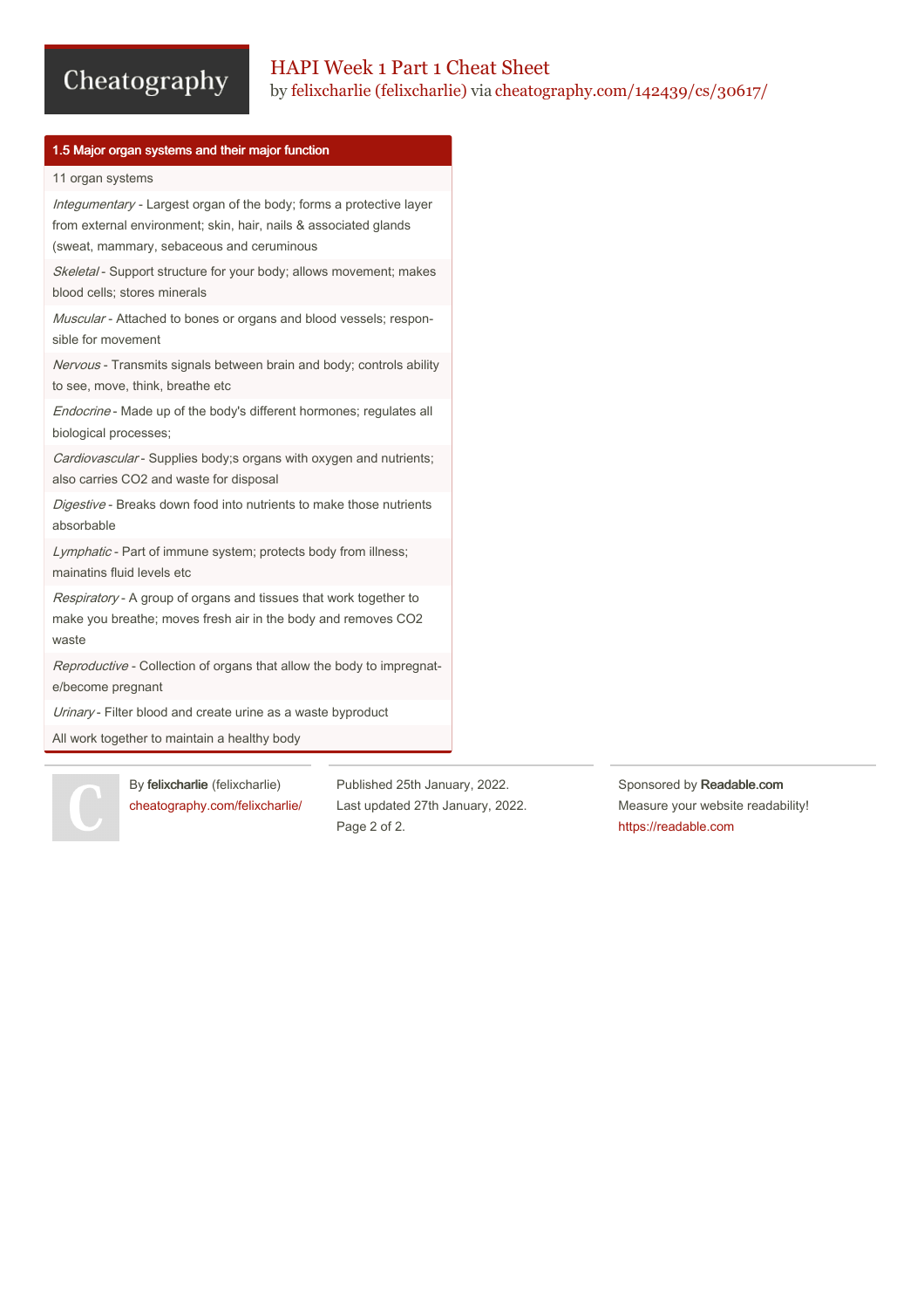## 1.5 Major organ systems and their major function

11 organ systems

*Integumentary* - Largest organ of the body; forms a protective layer from external environment; skin, hair, nails & associated glands (sweat, mammary, sebaceous and ceruminous

*Skeletal* - Support structure for your body; allows movement; makes blood cells; stores minerals

*Muscular* - Attached to bones or organs and blood vessels; responsible for movement

*Nervous* - Transmits signals between brain and body; controls ability to see, move, think, breathe etc

*Endocrine* - Made up of the body's different hormones; regulates all biological processes;

*Cardiovascular* - Supplies body;s organs with oxygen and nutrients; also carries $CO_2$ and waste for disposal

*Digestive* - Breaks down food into nutrients to make those nutrients absorbable

*Lymphatic* - Part of immune system; protects body from illness; mainatins fluid levels etc

*Respiratory* - A group of organs and tissues that work together to make you breathe; moves fresh air in the body and removes $CO_2$ waste

*Reproductive* - Collection of organs that allow the body to impregnate/become pregnant

*Urinary* - Filter blood and create urine as a waste byproduct

All work together to maintain a healthy body